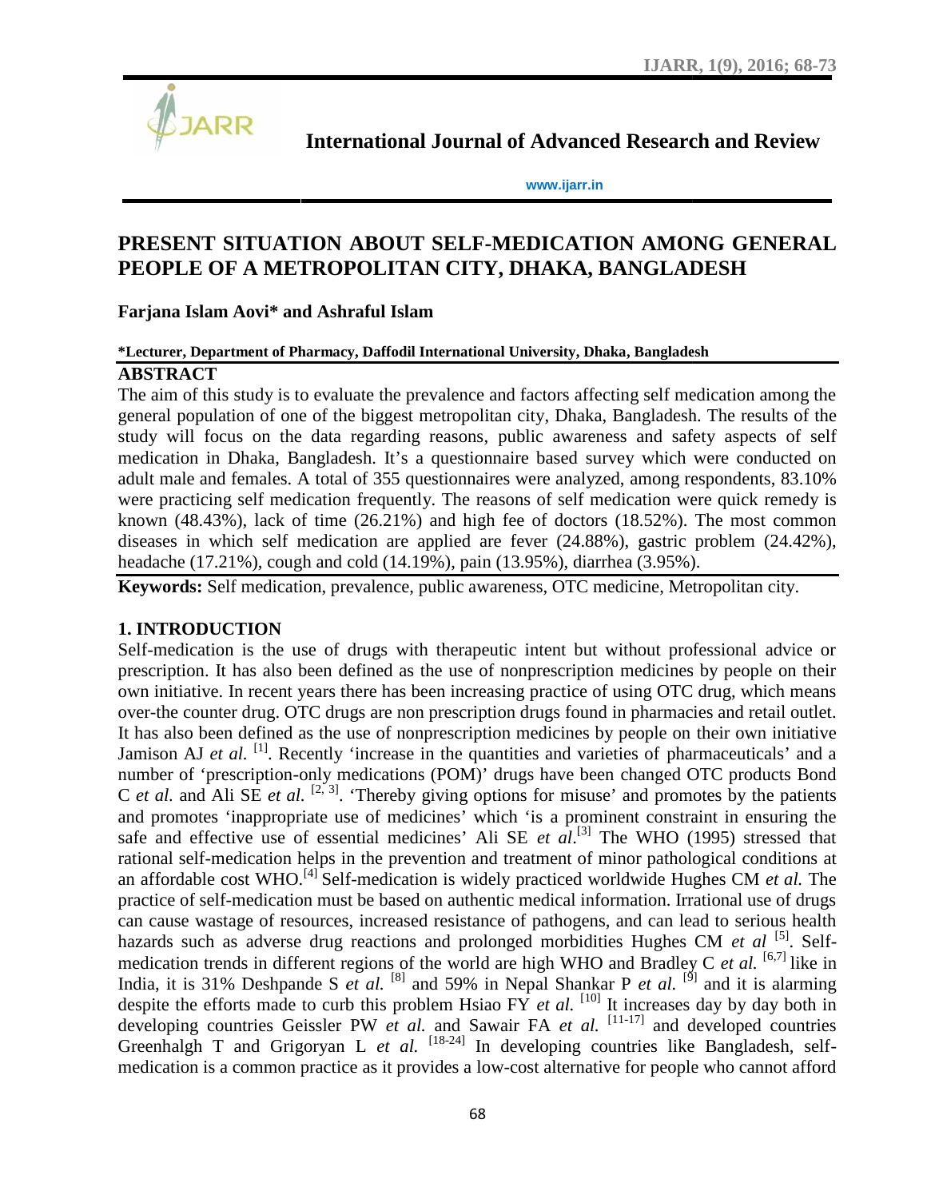# PRESENT SITUATION ABOUT SELF-MEDICATION AMONG GENERAL PEOPLE OF A METROPOLITAN CITY, DHAKA, BANGLADESH

**Farjana Islam Aovi* and Ashraful Islam**

**\*Lecturer, Department of Pharmacy, Daffodil International University, Dhaka, Bangladesh**

## ABSTRACT

The aim of this study is to evaluate the prevalence and factors affecting self medication among the general population of one of the biggest metropolitan city, Dhaka, Bangladesh. The results of the study will focus on the data regarding reasons, public awareness and safety aspects of self medication in Dhaka, Bangladesh. It's a questionnaire based survey which were conducted on adult male and females. A total of 355 questionnaires were analyzed, among respondents, 83.10% were practicing self medication frequently. The reasons of self medication were quick remedy is known (48.43%), lack of time (26.21%) and high fee of doctors (18.52%). The most common diseases in which self medication are applied are fever (24.88%), gastric problem (24.42%), headache (17.21%), cough and cold (14.19%), pain (13.95%), diarrhea (3.95%).

**Keywords:** Self medication, prevalence, public awareness, OTC medicine, Metropolitan city.

## 1. INTRODUCTION

Self-medication is the use of drugs with therapeutic intent but without professional advice or prescription. It has also been defined as the use of nonprescription medicines by people on their own initiative. In recent years there has been increasing practice of using OTC drug, which means over-the counter drug. OTC drugs are non prescription drugs found in pharmacies and retail outlet. It has also been defined as the use of nonprescription medicines by people on their own initiative Jamison AJ *et al.* [1]. Recently 'increase in the quantities and varieties of pharmaceuticals' and a number of 'prescription-only medications (POM)' drugs have been changed OTC products Bond C *et al.* and Ali SE *et al.* [2, 3]. 'Thereby giving options for misuse' and promotes by the patients and promotes 'inappropriate use of medicines' which 'is a prominent constraint in ensuring the safe and effective use of essential medicines' Ali SE *et al*.[3] The WHO (1995) stressed that rational self-medication helps in the prevention and treatment of minor pathological conditions at an affordable cost WHO.[4] Self-medication is widely practiced worldwide Hughes CM *et al.* The practice of self-medication must be based on authentic medical information. Irrational use of drugs can cause wastage of resources, increased resistance of pathogens, and can lead to serious health hazards such as adverse drug reactions and prolonged morbidities Hughes CM *et al* [5]. Self-medication trends in different regions of the world are high WHO and Bradley C *et al.* [6,7] like in India, it is 31% Deshpande S *et al.* [8] and 59% in Nepal Shankar P *et al.* [9] and it is alarming despite the efforts made to curb this problem Hsiao FY *et al.* [10] It increases day by day both in developing countries Geissler PW *et al.* and Sawair FA *et al.* [11-17] and developed countries Greenhalgh T and Grigoryan L *et al.* [18-24] In developing countries like Bangladesh, self-medication is a common practice as it provides a low-cost alternative for people who cannot afford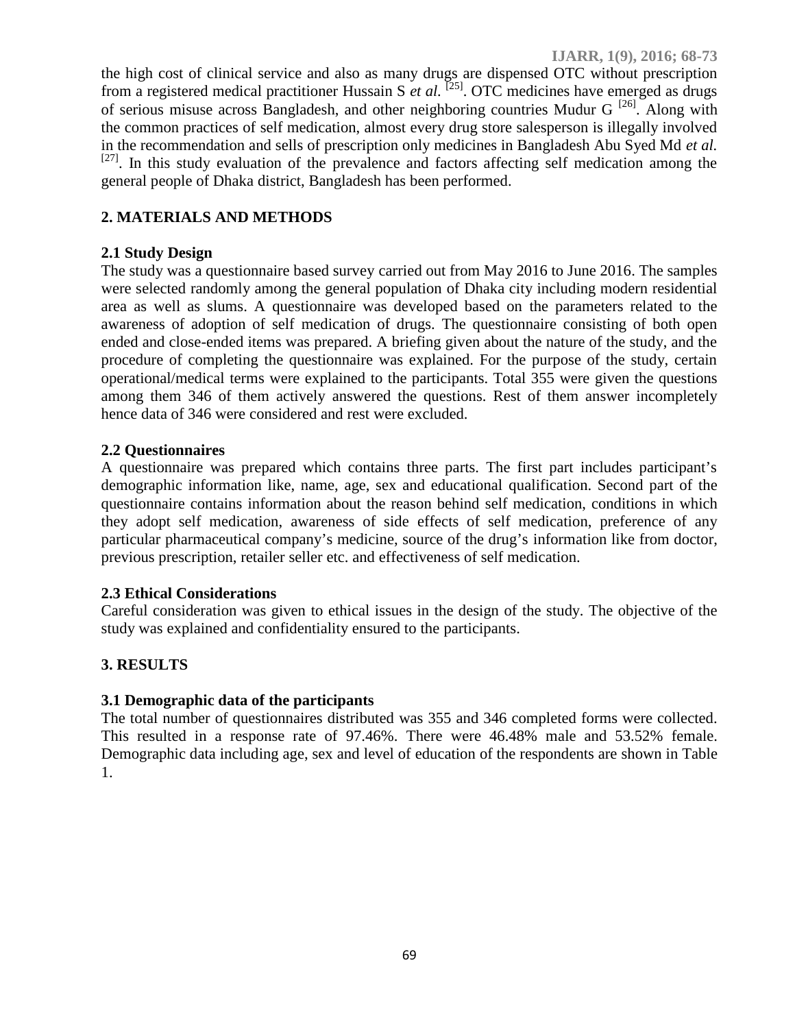the high cost of clinical service and also as many drugs are dispensed OTC without prescription from a registered medical practitioner Hussain S *et al*. [25]. OTC medicines have emerged as drugs of serious misuse across Bangladesh, and other neighboring countries Mudur G [26]. Along with the common practices of self medication, almost every drug store salesperson is illegally involved in the recommendation and sells of prescription only medicines in Bangladesh Abu Syed Md *et al.* [27]. In this study evaluation of the prevalence and factors affecting self medication among the general people of Dhaka district, Bangladesh has been performed.

## 2. MATERIALS AND METHODS

### 2.1 Study Design

The study was a questionnaire based survey carried out from May 2016 to June 2016. The samples were selected randomly among the general population of Dhaka city including modern residential area as well as slums. A questionnaire was developed based on the parameters related to the awareness of adoption of self medication of drugs. The questionnaire consisting of both open ended and close-ended items was prepared. A briefing given about the nature of the study, and the procedure of completing the questionnaire was explained. For the purpose of the study, certain operational/medical terms were explained to the participants. Total 355 were given the questions among them 346 of them actively answered the questions. Rest of them answer incompletely hence data of 346 were considered and rest were excluded.

### 2.2 Questionnaires

A questionnaire was prepared which contains three parts. The first part includes participant's demographic information like, name, age, sex and educational qualification. Second part of the questionnaire contains information about the reason behind self medication, conditions in which they adopt self medication, awareness of side effects of self medication, preference of any particular pharmaceutical company's medicine, source of the drug's information like from doctor, previous prescription, retailer seller etc. and effectiveness of self medication.

### 2.3 Ethical Considerations

Careful consideration was given to ethical issues in the design of the study. The objective of the study was explained and confidentiality ensured to the participants.

## 3. RESULTS

### 3.1 Demographic data of the participants

The total number of questionnaires distributed was 355 and 346 completed forms were collected. This resulted in a response rate of 97.46%. There were 46.48% male and 53.52% female. Demographic data including age, sex and level of education of the respondents are shown in Table 1.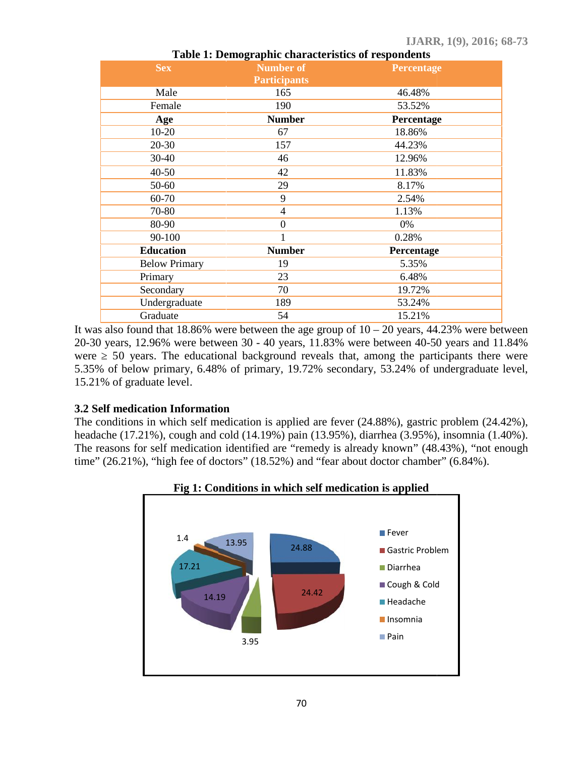**Table 1: Demographic characteristics of respondents**

| Sex | Number of Participants | Percentage |
|---|---|---|
| Male | 165 | 46.48% |
| Female | 190 | 53.52% |
| **Age** | **Number** | **Percentage** |
| 10-20 | 67 | 18.86% |
| 20-30 | 157 | 44.23% |
| 30-40 | 46 | 12.96% |
| 40-50 | 42 | 11.83% |
| 50-60 | 29 | 8.17% |
| 60-70 | 9 | 2.54% |
| 70-80 | 4 | 1.13% |
| 80-90 | 0 | 0% |
| 90-100 | 1 | 0.28% |
| **Education** | **Number** | **Percentage** |
| Below Primary | 19 | 5.35% |
| Primary | 23 | 6.48% |
| Secondary | 70 | 19.72% |
| Undergraduate | 189 | 53.24% |
| Graduate | 54 | 15.21% |

It was also found that 18.86% were between the age group of 10 – 20 years, 44.23% were between 20-30 years, 12.96% were between 30 - 40 years, 11.83% were between 40-50 years and 11.84% were ≥ 50 years. The educational background reveals that, among the participants there were 5.35% of below primary, 6.48% of primary, 19.72% secondary, 53.24% of undergraduate level, 15.21% of graduate level.

### 3.2 Self medication Information

The conditions in which self medication is applied are fever (24.88%), gastric problem (24.42%), headache (17.21%), cough and cold (14.19%) pain (13.95%), diarrhea (3.95%), insomnia (1.40%). The reasons for self medication identified are "remedy is already known" (48.43%), "not enough time" (26.21%), "high fee of doctors" (18.52%) and "fear about doctor chamber" (6.84%).

**Fig 1: Conditions in which self medication is applied**

| Condition | Percentage |
|---|---|
| Fever | 24.88 |
| Gastric Problem | 24.42 |
| Diarrhea | 3.95 |
| Cough & Cold | 14.19 |
| Headache | 17.21 |
| Insomnia | 1.4 |
| Pain | 13.95 |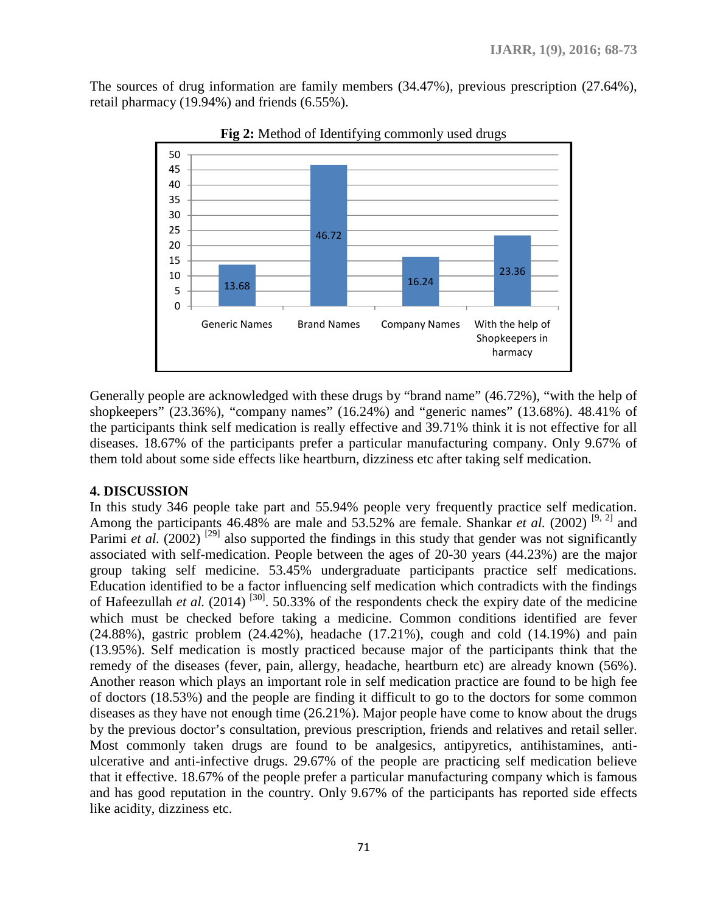The sources of drug information are family members (34.47%), previous prescription (27.64%), retail pharmacy (19.94%) and friends (6.55%).

**Fig 2:** Method of Identifying commonly used drugs

| Method | Percentage |
|---|---|
| Generic Names | 13.68 |
| Brand Names | 46.72 |
| Company Names | 16.24 |
| With the help of Shopkeepers in harmacy | 23.36 |

Generally people are acknowledged with these drugs by "brand name" (46.72%), "with the help of shopkeepers" (23.36%), "company names" (16.24%) and "generic names" (13.68%). 48.41% of the participants think self medication is really effective and 39.71% think it is not effective for all diseases. 18.67% of the participants prefer a particular manufacturing company. Only 9.67% of them told about some side effects like heartburn, dizziness etc after taking self medication.

## 4. DISCUSSION

In this study 346 people take part and 55.94% people very frequently practice self medication. Among the participants 46.48% are male and 53.52% are female. Shankar *et al.* (2002) [9, 2] and Parimi *et al.* (2002) [29] also supported the findings in this study that gender was not significantly associated with self-medication. People between the ages of 20-30 years (44.23%) are the major group taking self medicine. 53.45% undergraduate participants practice self medications. Education identified to be a factor influencing self medication which contradicts with the findings of Hafeezullah *et al.* (2014) [30]. 50.33% of the respondents check the expiry date of the medicine which must be checked before taking a medicine. Common conditions identified are fever (24.88%), gastric problem (24.42%), headache (17.21%), cough and cold (14.19%) and pain (13.95%). Self medication is mostly practiced because major of the participants think that the remedy of the diseases (fever, pain, allergy, headache, heartburn etc) are already known (56%). Another reason which plays an important role in self medication practice are found to be high fee of doctors (18.53%) and the people are finding it difficult to go to the doctors for some common diseases as they have not enough time (26.21%). Major people have come to know about the drugs by the previous doctor's consultation, previous prescription, friends and relatives and retail seller. Most commonly taken drugs are found to be analgesics, antipyretics, antihistamines, anti-ulcerative and anti-infective drugs. 29.67% of the people are practicing self medication believe that it effective. 18.67% of the people prefer a particular manufacturing company which is famous and has good reputation in the country. Only 9.67% of the participants has reported side effects like acidity, dizziness etc.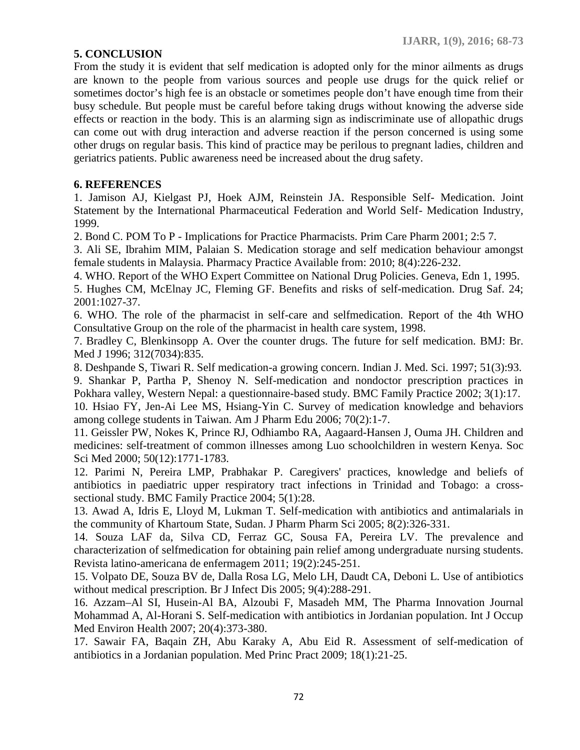## 5. CONCLUSION

From the study it is evident that self medication is adopted only for the minor ailments as drugs are known to the people from various sources and people use drugs for the quick relief or sometimes doctor's high fee is an obstacle or sometimes people don't have enough time from their busy schedule. But people must be careful before taking drugs without knowing the adverse side effects or reaction in the body. This is an alarming sign as indiscriminate use of allopathic drugs can come out with drug interaction and adverse reaction if the person concerned is using some other drugs on regular basis. This kind of practice may be perilous to pregnant ladies, children and geriatrics patients. Public awareness need be increased about the drug safety.

## 6. REFERENCES

1. Jamison AJ, Kielgast PJ, Hoek AJM, Reinstein JA. Responsible Self- Medication. Joint Statement by the International Pharmaceutical Federation and World Self- Medication Industry, 1999.
2. Bond C. POM To P - Implications for Practice Pharmacists. Prim Care Pharm 2001; 2:5 7.
3. Ali SE, Ibrahim MIM, Palaian S. Medication storage and self medication behaviour amongst female students in Malaysia. Pharmacy Practice Available from: 2010; 8(4):226-232.
4. WHO. Report of the WHO Expert Committee on National Drug Policies. Geneva, Edn 1, 1995.
5. Hughes CM, McElnay JC, Fleming GF. Benefits and risks of self-medication. Drug Saf. 24; 2001:1027-37.
6. WHO. The role of the pharmacist in self-care and selfmedication. Report of the 4th WHO Consultative Group on the role of the pharmacist in health care system, 1998.
7. Bradley C, Blenkinsopp A. Over the counter drugs. The future for self medication. BMJ: Br. Med J 1996; 312(7034):835.
8. Deshpande S, Tiwari R. Self medication-a growing concern. Indian J. Med. Sci. 1997; 51(3):93.
9. Shankar P, Partha P, Shenoy N. Self-medication and nondoctor prescription practices in Pokhara valley, Western Nepal: a questionnaire-based study. BMC Family Practice 2002; 3(1):17.
10. Hsiao FY, Jen-Ai Lee MS, Hsiang-Yin C. Survey of medication knowledge and behaviors among college students in Taiwan. Am J Pharm Edu 2006; 70(2):1-7.
11. Geissler PW, Nokes K, Prince RJ, Odhiambo RA, Aagaard-Hansen J, Ouma JH. Children and medicines: self-treatment of common illnesses among Luo schoolchildren in western Kenya. Soc Sci Med 2000; 50(12):1771-1783.
12. Parimi N, Pereira LMP, Prabhakar P. Caregivers' practices, knowledge and beliefs of antibiotics in paediatric upper respiratory tract infections in Trinidad and Tobago: a cross-sectional study. BMC Family Practice 2004; 5(1):28.
13. Awad A, Idris E, Lloyd M, Lukman T. Self-medication with antibiotics and antimalarials in the community of Khartoum State, Sudan. J Pharm Pharm Sci 2005; 8(2):326-331.
14. Souza LAF da, Silva CD, Ferraz GC, Sousa FA, Pereira LV. The prevalence and characterization of selfmedication for obtaining pain relief among undergraduate nursing students. Revista latino-americana de enfermagem 2011; 19(2):245-251.
15. Volpato DE, Souza BV de, Dalla Rosa LG, Melo LH, Daudt CA, Deboni L. Use of antibiotics without medical prescription. Br J Infect Dis 2005; 9(4):288-291.
16. Azzam–Al SI, Husein-Al BA, Alzoubi F, Masadeh MM, The Pharma Innovation Journal Mohammad A, Al-Horani S. Self-medication with antibiotics in Jordanian population. Int J Occup Med Environ Health 2007; 20(4):373-380.
17. Sawair FA, Baqain ZH, Abu Karaky A, Abu Eid R. Assessment of self-medication of antibiotics in a Jordanian population. Med Princ Pract 2009; 18(1):21-25.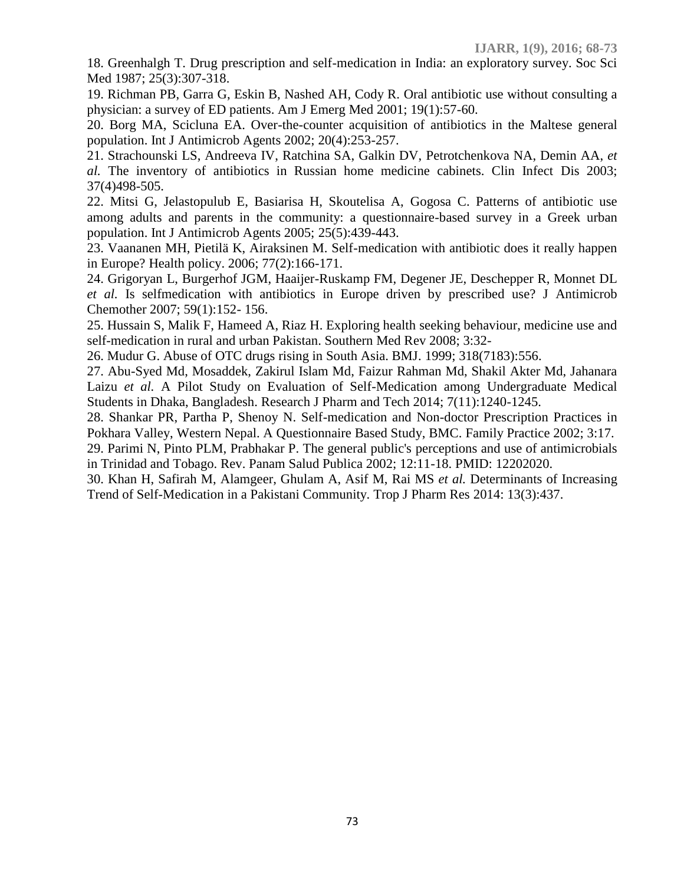18. Greenhalgh T. Drug prescription and self-medication in India: an exploratory survey. Soc Sci Med 1987; 25(3):307-318.

19. Richman PB, Garra G, Eskin B, Nashed AH, Cody R. Oral antibiotic use without consulting a physician: a survey of ED patients. Am J Emerg Med 2001; 19(1):57-60.

20. Borg MA, Scicluna EA. Over-the-counter acquisition of antibiotics in the Maltese general population. Int J Antimicrob Agents 2002; 20(4):253-257.

21. Strachounski LS, Andreeva IV, Ratchina SA, Galkin DV, Petrotchenkova NA, Demin AA, *et al.* The inventory of antibiotics in Russian home medicine cabinets. Clin Infect Dis 2003; 37(4)498-505.

22. Mitsi G, Jelastopulub E, Basiarisa H, Skoutelisa A, Gogosa C. Patterns of antibiotic use among adults and parents in the community: a questionnaire-based survey in a Greek urban population. Int J Antimicrob Agents 2005; 25(5):439-443.

23. Vaananen MH, Pietilä K, Airaksinen M. Self-medication with antibiotic does it really happen in Europe? Health policy. 2006; 77(2):166-171.

24. Grigoryan L, Burgerhof JGM, Haaijer-Ruskamp FM, Degener JE, Deschepper R, Monnet DL *et al.* Is selfmedication with antibiotics in Europe driven by prescribed use? J Antimicrob Chemother 2007; 59(1):152- 156.

25. Hussain S, Malik F, Hameed A, Riaz H. Exploring health seeking behaviour, medicine use and self-medication in rural and urban Pakistan. Southern Med Rev 2008; 3:32-

26. Mudur G. Abuse of OTC drugs rising in South Asia. BMJ. 1999; 318(7183):556.

27. Abu-Syed Md, Mosaddek, Zakirul Islam Md, Faizur Rahman Md, Shakil Akter Md, Jahanara Laizu *et al.* A Pilot Study on Evaluation of Self-Medication among Undergraduate Medical Students in Dhaka, Bangladesh. Research J Pharm and Tech 2014; 7(11):1240-1245.

28. Shankar PR, Partha P, Shenoy N. Self-medication and Non-doctor Prescription Practices in Pokhara Valley, Western Nepal. A Questionnaire Based Study, BMC. Family Practice 2002; 3:17.

29. Parimi N, Pinto PLM, Prabhakar P. The general public's perceptions and use of antimicrobials in Trinidad and Tobago. Rev. Panam Salud Publica 2002; 12:11-18. PMID: 12202020.

30. Khan H, Safirah M, Alamgeer, Ghulam A, Asif M, Rai MS *et al.* Determinants of Increasing Trend of Self-Medication in a Pakistani Community. Trop J Pharm Res 2014: 13(3):437.